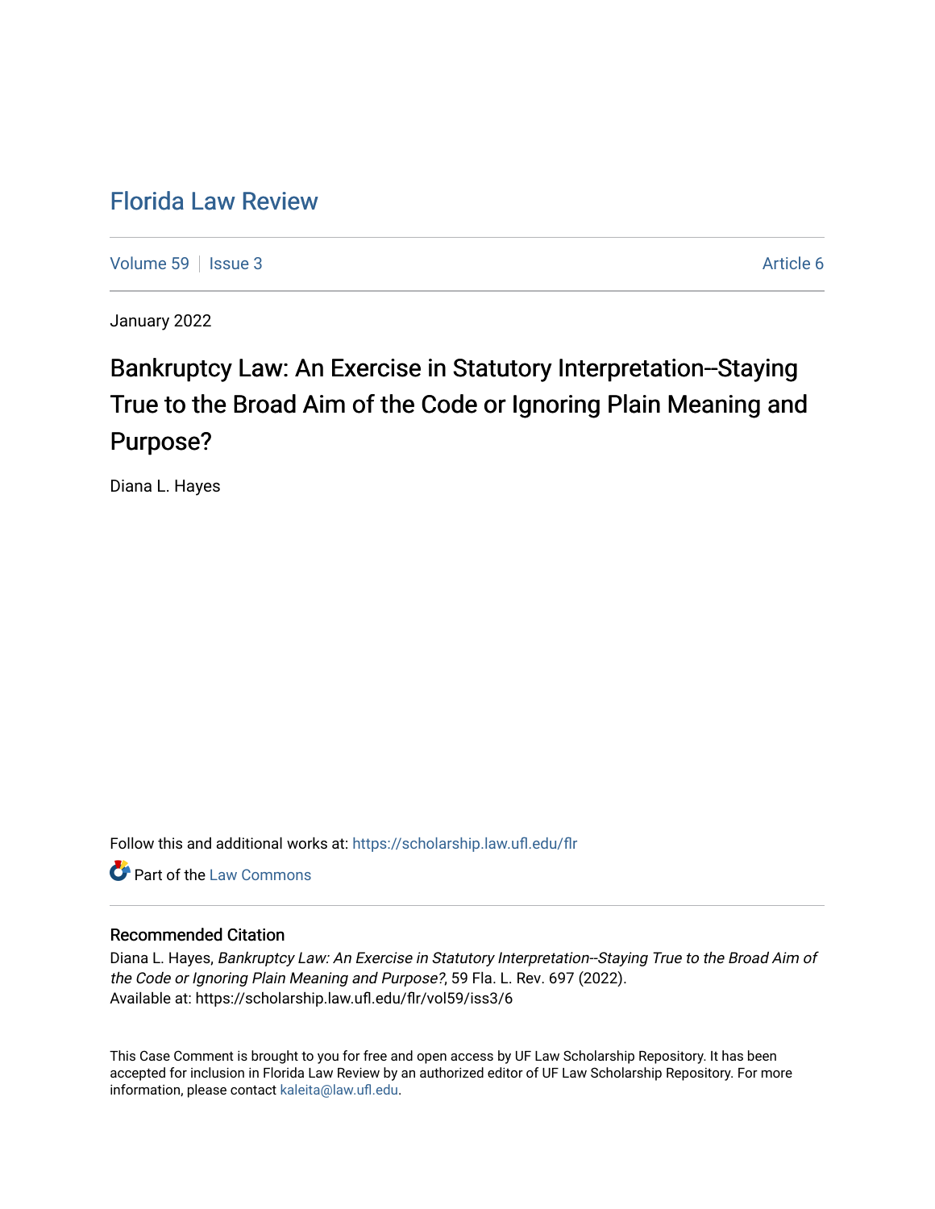# Florida Law Review

Volume 59 | Issue 3 Article 6

January 2022

## Bankruptcy Law: An Exercise in Statutory Interpretation--Staying True to the Broad Aim of the Code or Ignoring Plain Meaning and Purpose?

Diana L. Hayes

Follow this and additional works at: https://scholarship.law.ufl.edu/flr

Part of the Law Commons

### Recommended Citation

Diana L. Hayes, *Bankruptcy Law: An Exercise in Statutory Interpretation--Staying True to the Broad Aim of the Code or Ignoring Plain Meaning and Purpose?*, 59 Fla. L. Rev. 697 (2022).
Available at: https://scholarship.law.ufl.edu/flr/vol59/iss3/6

This Case Comment is brought to you for free and open access by UF Law Scholarship Repository. It has been accepted for inclusion in Florida Law Review by an authorized editor of UF Law Scholarship Repository. For more information, please contact kaleita@law.ufl.edu.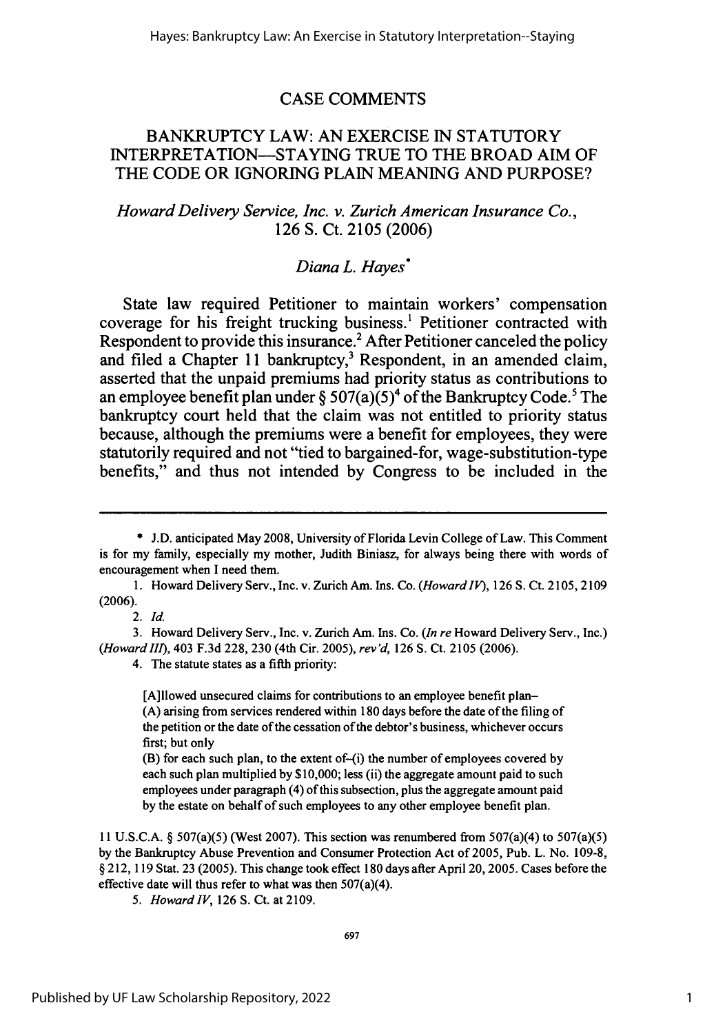# CASE COMMENTS

## BANKRUPTCY LAW: AN EXERCISE IN STATUTORY INTERPRETATION—STAYING TRUE TO THE BROAD AIM OF THE CODE OR IGNORING PLAIN MEANING AND PURPOSE?

### *Howard Delivery Service, Inc. v. Zurich American Insurance Co.*, 126 S. Ct. 2105 (2006)

*Diana L. Hayes*[*]

State law required Petitioner to maintain workers' compensation coverage for his freight trucking business.[1] Petitioner contracted with Respondent to provide this insurance.[2] After Petitioner canceled the policy and filed a Chapter 11 bankruptcy,[3] Respondent, in an amended claim, asserted that the unpaid premiums had priority status as contributions to an employee benefit plan under § 507(a)(5)[4] of the Bankruptcy Code.[5] The bankruptcy court held that the claim was not entitled to priority status because, although the premiums were a benefit for employees, they were statutorily required and not "tied to bargained-for, wage-substitution-type benefits," and thus not intended by Congress to be included in the

---

\* J.D. anticipated May 2008, University of Florida Levin College of Law. This Comment is for my family, especially my mother, Judith Biniasz, for always being there with words of encouragement when I need them.

1. Howard Delivery Serv., Inc. v. Zurich Am. Ins. Co. (*Howard IV*), 126 S. Ct. 2105, 2109 (2006).

2. *Id.*

3. Howard Delivery Serv., Inc. v. Zurich Am. Ins. Co. (*In re* Howard Delivery Serv., Inc.) (*Howard III*), 403 F.3d 228, 230 (4th Cir. 2005), *rev'd*, 126 S. Ct. 2105 (2006).

4. The statute states as a fifth priority:

> [A]llowed unsecured claims for contributions to an employee benefit plan–
> (A) arising from services rendered within 180 days before the date of the filing of the petition or the date of the cessation of the debtor's business, whichever occurs first; but only
> (B) for each such plan, to the extent of–(i) the number of employees covered by each such plan multiplied by $10,000; less (ii) the aggregate amount paid to such employees under paragraph (4) of this subsection, plus the aggregate amount paid by the estate on behalf of such employees to any other employee benefit plan.

11 U.S.C.A. § 507(a)(5) (West 2007). This section was renumbered from 507(a)(4) to 507(a)(5) by the Bankruptcy Abuse Prevention and Consumer Protection Act of 2005, Pub. L. No. 109-8, § 212, 119 Stat. 23 (2005). This change took effect 180 days after April 20, 2005. Cases before the effective date will thus refer to what was then 507(a)(4).

5. *Howard IV*, 126 S. Ct. at 2109.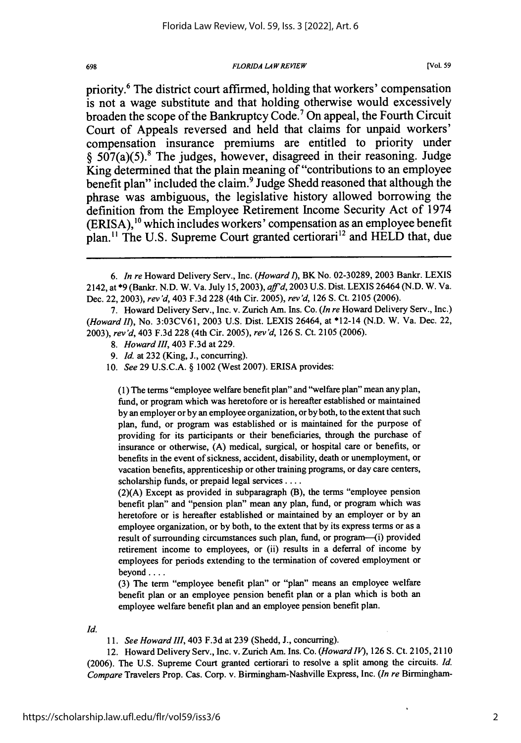priority.[6] The district court affirmed, holding that workers' compensation is not a wage substitute and that holding otherwise would excessively broaden the scope of the Bankruptcy Code.[7] On appeal, the Fourth Circuit Court of Appeals reversed and held that claims for unpaid workers' compensation insurance premiums are entitled to priority under § 507(a)(5).[8] The judges, however, disagreed in their reasoning. Judge King determined that the plain meaning of "contributions to an employee benefit plan" included the claim.[9] Judge Shedd reasoned that although the phrase was ambiguous, the legislative history allowed borrowing the definition from the Employee Retirement Income Security Act of 1974 (ERISA),[10] which includes workers' compensation as an employee benefit plan.[11] The U.S. Supreme Court granted certiorari[12] and HELD that, due

---

6. *In re* Howard Delivery Serv., Inc. (*Howard I*), BK No. 02-30289, 2003 Bankr. LEXIS 2142, at *9 (Bankr. N.D. W. Va. July 15, 2003), *aff'd*, 2003 U.S. Dist. LEXIS 26464 (N.D. W. Va. Dec. 22, 2003), *rev'd*, 403 F.3d 228 (4th Cir. 2005), *rev'd*, 126 S. Ct. 2105 (2006).

7. Howard Delivery Serv., Inc. v. Zurich Am. Ins. Co. (*In re* Howard Delivery Serv., Inc.) (*Howard II*), No. 3:03CV61, 2003 U.S. Dist. LEXIS 26464, at *12-14 (N.D. W. Va. Dec. 22, 2003), *rev'd*, 403 F.3d 228 (4th Cir. 2005), *rev'd*, 126 S. Ct. 2105 (2006).

8. *Howard III*, 403 F.3d at 229.

9. *Id.* at 232 (King, J., concurring).

10. *See* 29 U.S.C.A. § 1002 (West 2007). ERISA provides:

> (1) The terms "employee welfare benefit plan" and "welfare plan" mean any plan, fund, or program which was heretofore or is hereafter established or maintained by an employer or by an employee organization, or by both, to the extent that such plan, fund, or program was established or is maintained for the purpose of providing for its participants or their beneficiaries, through the purchase of insurance or otherwise, (A) medical, surgical, or hospital care or benefits, or benefits in the event of sickness, accident, disability, death or unemployment, or vacation benefits, apprenticeship or other training programs, or day care centers, scholarship funds, or prepaid legal services . . . .
>
> (2)(A) Except as provided in subparagraph (B), the terms "employee pension benefit plan" and "pension plan" mean any plan, fund, or program which was heretofore or is hereafter established or maintained by an employer or by an employee organization, or by both, to the extent that by its express terms or as a result of surrounding circumstances such plan, fund, or program—(i) provided retirement income to employees, or (ii) results in a deferral of income by employees for periods extending to the termination of covered employment or beyond . . . .
>
> (3) The term "employee benefit plan" or "plan" means an employee welfare benefit plan or an employee pension benefit plan or a plan which is both an employee welfare benefit plan and an employee pension benefit plan.

*Id.*

11. *See Howard III*, 403 F.3d at 239 (Shedd, J., concurring).

12. Howard Delivery Serv., Inc. v. Zurich Am. Ins. Co. (*Howard IV*), 126 S. Ct. 2105, 2110 (2006). The U.S. Supreme Court granted certiorari to resolve a split among the circuits. *Id.* *Compare* Travelers Prop. Cas. Corp. v. Birmingham-Nashville Express, Inc. (*In re* Birmingham-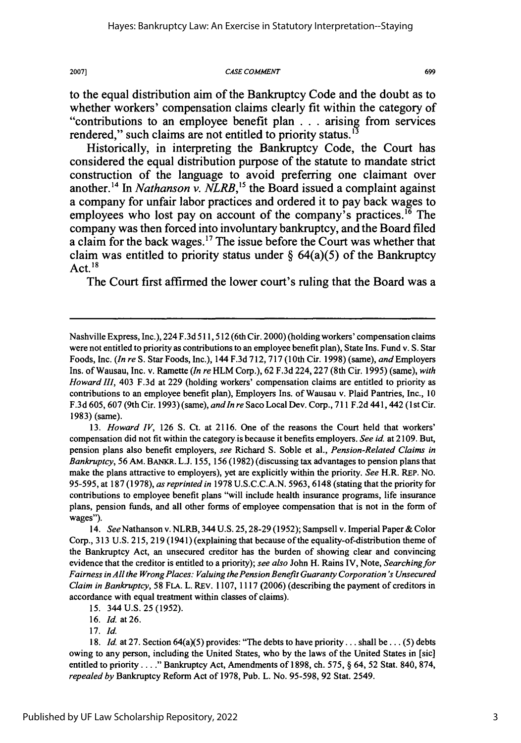to the equal distribution aim of the Bankruptcy Code and the doubt as to whether workers' compensation claims clearly fit within the category of "contributions to an employee benefit plan . . . arising from services rendered," such claims are not entitled to priority status.[13]

Historically, in interpreting the Bankruptcy Code, the Court has considered the equal distribution purpose of the statute to mandate strict construction of the language to avoid preferring one claimant over another.[14] In *Nathanson v. NLRB*,[15] the Board issued a complaint against a company for unfair labor practices and ordered it to pay back wages to employees who lost pay on account of the company's practices.[16] The company was then forced into involuntary bankruptcy, and the Board filed a claim for the back wages.[17] The issue before the Court was whether that claim was entitled to priority status under § 64(a)(5) of the Bankruptcy Act.[18]

The Court first affirmed the lower court's ruling that the Board was a

---

Nashville Express, Inc.), 224 F.3d 511, 512 (6th Cir. 2000) (holding workers' compensation claims were not entitled to priority as contributions to an employee benefit plan), State Ins. Fund v. S. Star Foods, Inc. (*In re* S. Star Foods, Inc.), 144 F.3d 712, 717 (10th Cir. 1998) (same), *and* Employers Ins. of Wausau, Inc. v. Ramette (*In re* HLM Corp.), 62 F.3d 224, 227 (8th Cir. 1995) (same), *with Howard III*, 403 F.3d at 229 (holding workers' compensation claims are entitled to priority as contributions to an employee benefit plan), Employers Ins. of Wausau v. Plaid Pantries, Inc., 10 F.3d 605, 607 (9th Cir. 1993) (same), *and In re* Saco Local Dev. Corp., 711 F.2d 441, 442 (1st Cir. 1983) (same).

13. *Howard IV*, 126 S. Ct. at 2116. One of the reasons the Court held that workers' compensation did not fit within the category is because it benefits employers. *See id.* at 2109. But, pension plans also benefit employers, *see* Richard S. Soble et al., *Pension-Related Claims in Bankruptcy*, 56 AM. BANKR. L.J. 155, 156 (1982) (discussing tax advantages to pension plans that make the plans attractive to employers), yet are explicitly within the priority. *See* H.R. REP. NO. 95-595, at 187 (1978), *as reprinted in* 1978 U.S.C.C.A.N. 5963, 6148 (stating that the priority for contributions to employee benefit plans "will include health insurance programs, life insurance plans, pension funds, and all other forms of employee compensation that is not in the form of wages").

14. *See* Nathanson v. NLRB, 344 U.S. 25, 28-29 (1952); Sampsell v. Imperial Paper & Color Corp., 313 U.S. 215, 219 (1941) (explaining that because of the equality-of-distribution theme of the Bankruptcy Act, an unsecured creditor has the burden of showing clear and convincing evidence that the creditor is entitled to a priority); *see also* John H. Rains IV, Note, *Searching for Fairness in All the Wrong Places: Valuing the Pension Benefit Guaranty Corporation's Unsecured Claim in Bankruptcy*, 58 FLA. L. REV. 1107, 1117 (2006) (describing the payment of creditors in accordance with equal treatment within classes of claims).

15. 344 U.S. 25 (1952).

16. *Id.* at 26.

17. *Id.*

18. *Id.* at 27. Section 64(a)(5) provides: "The debts to have priority . . . shall be . . . (5) debts owing to any person, including the United States, who by the laws of the United States in [sic] entitled to priority . . . ." Bankruptcy Act, Amendments of 1898, ch. 575, § 64, 52 Stat. 840, 874, *repealed by* Bankruptcy Reform Act of 1978, Pub. L. No. 95-598, 92 Stat. 2549.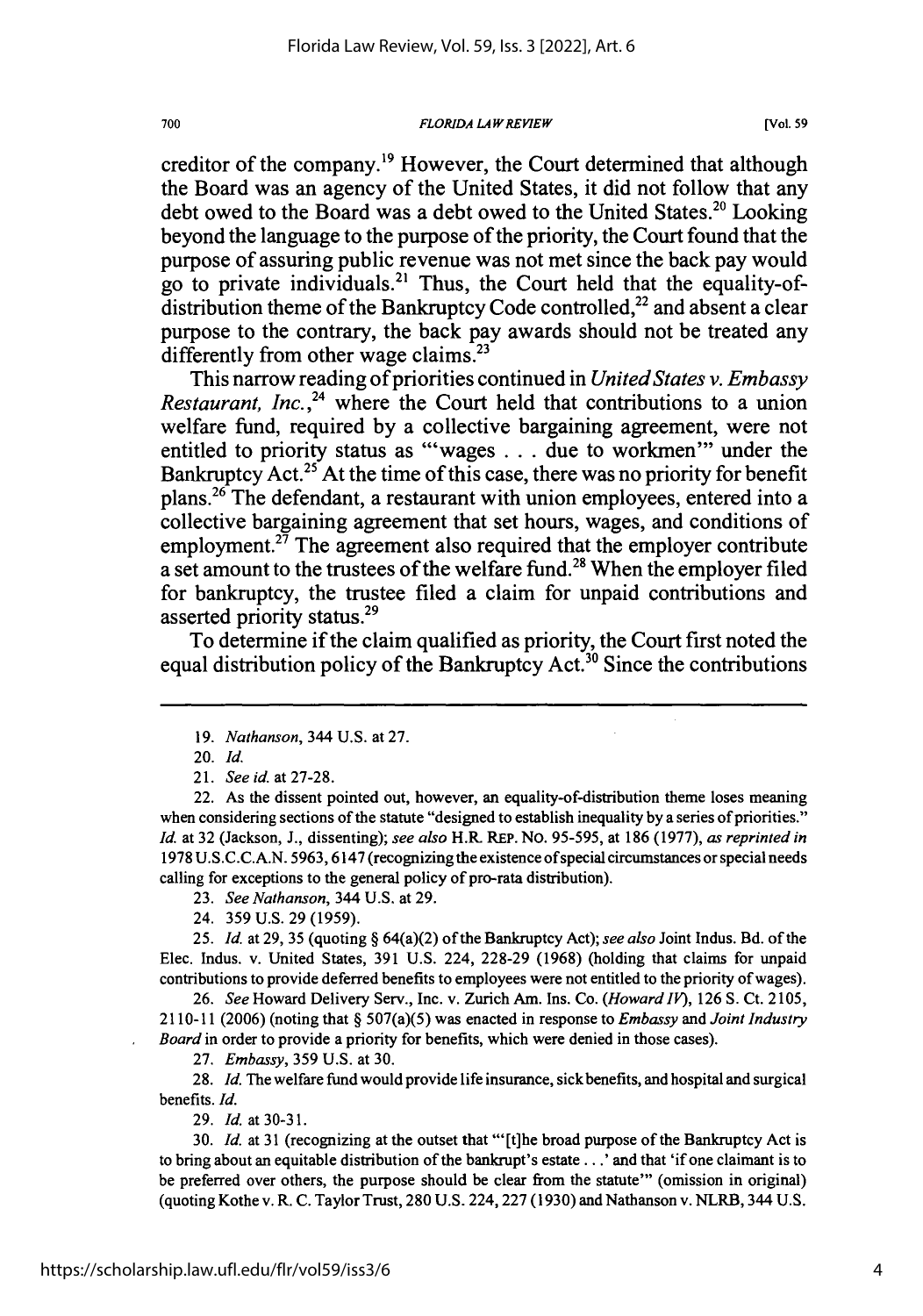creditor of the company.[19] However, the Court determined that although the Board was an agency of the United States, it did not follow that any debt owed to the Board was a debt owed to the United States.[20] Looking beyond the language to the purpose of the priority, the Court found that the purpose of assuring public revenue was not met since the back pay would go to private individuals.[21] Thus, the Court held that the equality-of-distribution theme of the Bankruptcy Code controlled,[22] and absent a clear purpose to the contrary, the back pay awards should not be treated any differently from other wage claims.[23]

This narrow reading of priorities continued in *United States v. Embassy Restaurant, Inc.*,[24] where the Court held that contributions to a union welfare fund, required by a collective bargaining agreement, were not entitled to priority status as "'wages . . . due to workmen'" under the Bankruptcy Act.[25] At the time of this case, there was no priority for benefit plans.[26] The defendant, a restaurant with union employees, entered into a collective bargaining agreement that set hours, wages, and conditions of employment.[27] The agreement also required that the employer contribute a set amount to the trustees of the welfare fund.[28] When the employer filed for bankruptcy, the trustee filed a claim for unpaid contributions and asserted priority status.[29]

To determine if the claim qualified as priority, the Court first noted the equal distribution policy of the Bankruptcy Act.[30] Since the contributions

---

19. *Nathanson*, 344 U.S. at 27.

20. *Id.*

21. *See id.* at 27-28.

22. As the dissent pointed out, however, an equality-of-distribution theme loses meaning when considering sections of the statute "designed to establish inequality by a series of priorities." *Id.* at 32 (Jackson, J., dissenting); *see also* H.R. REP. NO. 95-595, at 186 (1977), *as reprinted in* 1978 U.S.C.C.A.N. 5963, 6147 (recognizing the existence of special circumstances or special needs calling for exceptions to the general policy of pro-rata distribution).

23. *See Nathanson*, 344 U.S. at 29.

24. 359 U.S. 29 (1959).

25. *Id.* at 29, 35 (quoting § 64(a)(2) of the Bankruptcy Act); *see also* Joint Indus. Bd. of the Elec. Indus. v. United States, 391 U.S. 224, 228-29 (1968) (holding that claims for unpaid contributions to provide deferred benefits to employees were not entitled to the priority of wages).

26. *See* Howard Delivery Serv., Inc. v. Zurich Am. Ins. Co. (*Howard IV*), 126 S. Ct. 2105, 2110-11 (2006) (noting that § 507(a)(5) was enacted in response to *Embassy* and *Joint Industry Board* in order to provide a priority for benefits, which were denied in those cases).

27. *Embassy*, 359 U.S. at 30.

28. *Id.* The welfare fund would provide life insurance, sick benefits, and hospital and surgical benefits. *Id.*

29. *Id.* at 30-31.

30. *Id.* at 31 (recognizing at the outset that "'[t]he broad purpose of the Bankruptcy Act is to bring about an equitable distribution of the bankrupt's estate . . .' and that 'if one claimant is to be preferred over others, the purpose should be clear from the statute'" (omission in original) (quoting Kothe v. R. C. Taylor Trust, 280 U.S. 224, 227 (1930) and Nathanson v. NLRB, 344 U.S.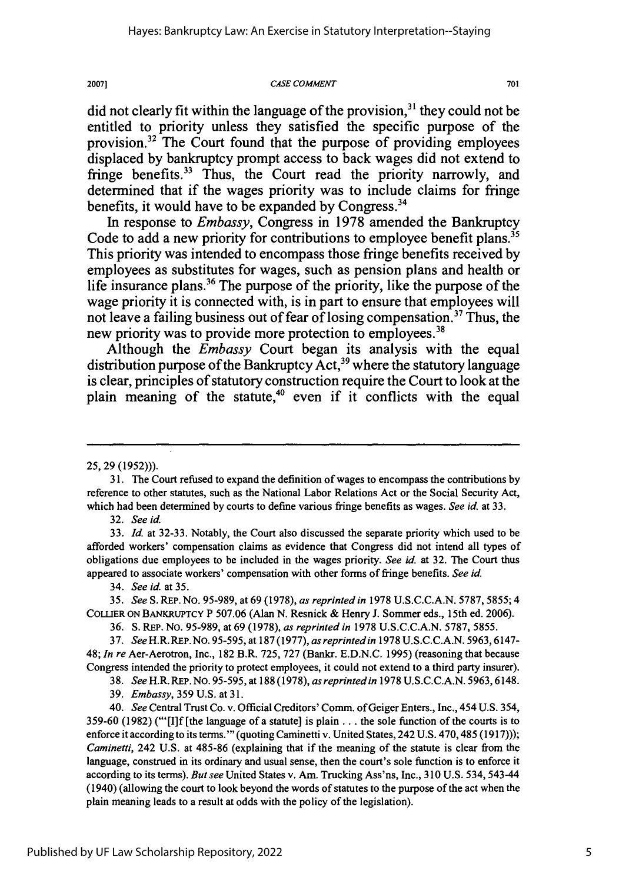did not clearly fit within the language of the provision,[31] they could not be entitled to priority unless they satisfied the specific purpose of the provision.[32] The Court found that the purpose of providing employees displaced by bankruptcy prompt access to back wages did not extend to fringe benefits.[33] Thus, the Court read the priority narrowly, and determined that if the wages priority was to include claims for fringe benefits, it would have to be expanded by Congress.[34]

In response to *Embassy*, Congress in 1978 amended the Bankruptcy Code to add a new priority for contributions to employee benefit plans.[35] This priority was intended to encompass those fringe benefits received by employees as substitutes for wages, such as pension plans and health or life insurance plans.[36] The purpose of the priority, like the purpose of the wage priority it is connected with, is in part to ensure that employees will not leave a failing business out of fear of losing compensation.[37] Thus, the new priority was to provide more protection to employees.[38]

Although the *Embassy* Court began its analysis with the equal distribution purpose of the Bankruptcy Act,[39] where the statutory language is clear, principles of statutory construction require the Court to look at the plain meaning of the statute,[40] even if it conflicts with the equal

---

25, 29 (1952))).

31. The Court refused to expand the definition of wages to encompass the contributions by reference to other statutes, such as the National Labor Relations Act or the Social Security Act, which had been determined by courts to define various fringe benefits as wages. *See id.* at 33.

32. *See id.*

33. *Id.* at 32-33. Notably, the Court also discussed the separate priority which used to be afforded workers' compensation claims as evidence that Congress did not intend all types of obligations due employees to be included in the wages priority. *See id.* at 32. The Court thus appeared to associate workers' compensation with other forms of fringe benefits. *See id.*

34. *See id.* at 35.

35. *See* S. REP. NO. 95-989, at 69 (1978), *as reprinted in* 1978 U.S.C.C.A.N. 5787, 5855; 4 COLLIER ON BANKRUPTCY P 507.06 (Alan N. Resnick & Henry J. Sommer eds., 15th ed. 2006).

36. S. REP. NO. 95-989, at 69 (1978), *as reprinted in* 1978 U.S.C.C.A.N. 5787, 5855.

37. *See* H.R. REP. NO. 95-595, at 187 (1977), *as reprinted in* 1978 U.S.C.C.A.N. 5963, 6147-48; *In re* Aer-Aerotron, Inc., 182 B.R. 725, 727 (Bankr. E.D.N.C. 1995) (reasoning that because Congress intended the priority to protect employees, it could not extend to a third party insurer).

38. *See* H.R. REP. NO. 95-595, at 188 (1978), *as reprinted in* 1978 U.S.C.C.A.N. 5963, 6148.

39. *Embassy*, 359 U.S. at 31.

40. *See* Central Trust Co. v. Official Creditors' Comm. of Geiger Enters., Inc., 454 U.S. 354, 359-60 (1982) ("'[I]f [the language of a statute] is plain . . . the sole function of the courts is to enforce it according to its terms.'" (quoting Caminetti v. United States, 242 U.S. 470, 485 (1917))); *Caminetti*, 242 U.S. at 485-86 (explaining that if the meaning of the statute is clear from the language, construed in its ordinary and usual sense, then the court's sole function is to enforce it according to its terms). *But see* United States v. Am. Trucking Ass'ns, Inc., 310 U.S. 534, 543-44 (1940) (allowing the court to look beyond the words of statutes to the purpose of the act when the plain meaning leads to a result at odds with the policy of the legislation).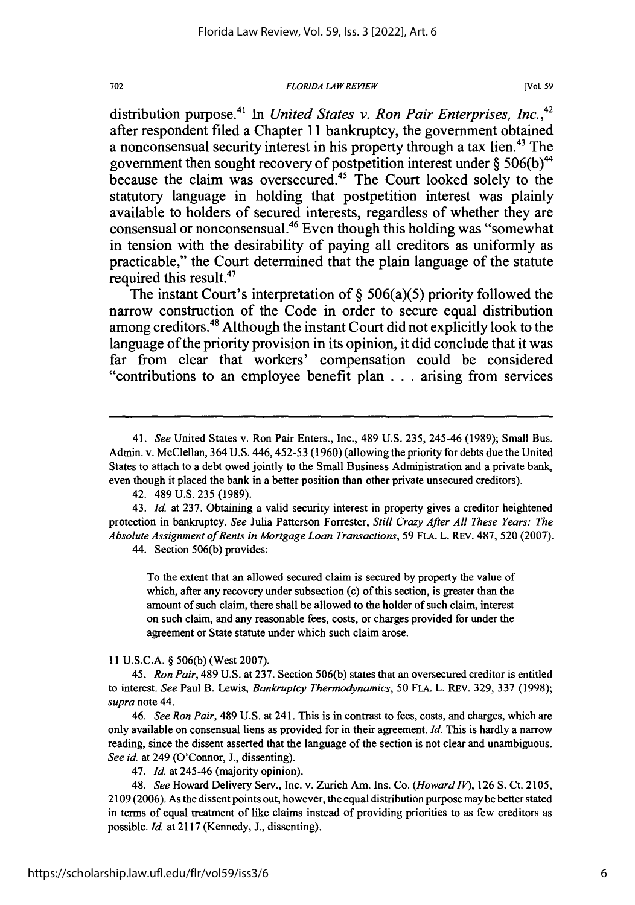distribution purpose.[41] In *United States v. Ron Pair Enterprises, Inc.*,[42] after respondent filed a Chapter 11 bankruptcy, the government obtained a nonconsensual security interest in his property through a tax lien.[43] The government then sought recovery of postpetition interest under § 506(b)[44] because the claim was oversecured.[45] The Court looked solely to the statutory language in holding that postpetition interest was plainly available to holders of secured interests, regardless of whether they are consensual or nonconsensual.[46] Even though this holding was "somewhat in tension with the desirability of paying all creditors as uniformly as practicable," the Court determined that the plain language of the statute required this result.[47]

The instant Court's interpretation of § 506(a)(5) priority followed the narrow construction of the Code in order to secure equal distribution among creditors.[48] Although the instant Court did not explicitly look to the language of the priority provision in its opinion, it did conclude that it was far from clear that workers' compensation could be considered "contributions to an employee benefit plan . . . arising from services

---

41. *See* United States v. Ron Pair Enters., Inc., 489 U.S. 235, 245-46 (1989); Small Bus. Admin. v. McClellan, 364 U.S. 446, 452-53 (1960) (allowing the priority for debts due the United States to attach to a debt owed jointly to the Small Business Administration and a private bank, even though it placed the bank in a better position than other private unsecured creditors).

42. 489 U.S. 235 (1989).

43. *Id.* at 237. Obtaining a valid security interest in property gives a creditor heightened protection in bankruptcy. *See* Julia Patterson Forrester, *Still Crazy After All These Years: The Absolute Assignment of Rents in Mortgage Loan Transactions*, 59 FLA. L. REV. 487, 520 (2007).

44. Section 506(b) provides:

> To the extent that an allowed secured claim is secured by property the value of which, after any recovery under subsection (c) of this section, is greater than the amount of such claim, there shall be allowed to the holder of such claim, interest on such claim, and any reasonable fees, costs, or charges provided for under the agreement or State statute under which such claim arose.

11 U.S.C.A. § 506(b) (West 2007).

45. *Ron Pair*, 489 U.S. at 237. Section 506(b) states that an oversecured creditor is entitled to interest. *See* Paul B. Lewis, *Bankruptcy Thermodynamics*, 50 FLA. L. REV. 329, 337 (1998); *supra* note 44.

46. *See Ron Pair*, 489 U.S. at 241. This is in contrast to fees, costs, and charges, which are only available on consensual liens as provided for in their agreement. *Id.* This is hardly a narrow reading, since the dissent asserted that the language of the section is not clear and unambiguous. *See id.* at 249 (O'Connor, J., dissenting).

47. *Id.* at 245-46 (majority opinion).

48. *See* Howard Delivery Serv., Inc. v. Zurich Am. Ins. Co. (*Howard IV*), 126 S. Ct. 2105, 2109 (2006). As the dissent points out, however, the equal distribution purpose may be better stated in terms of equal treatment of like claims instead of providing priorities to as few creditors as possible. *Id.* at 2117 (Kennedy, J., dissenting).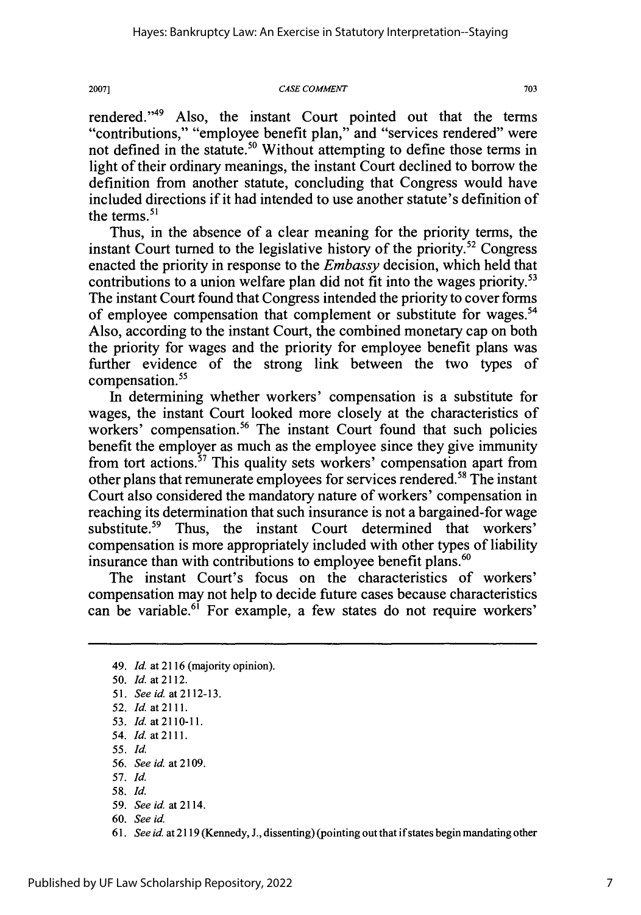rendered."[49] Also, the instant Court pointed out that the terms "contributions," "employee benefit plan," and "services rendered" were not defined in the statute.[50] Without attempting to define those terms in light of their ordinary meanings, the instant Court declined to borrow the definition from another statute, concluding that Congress would have included directions if it had intended to use another statute's definition of the terms.[51]

Thus, in the absence of a clear meaning for the priority terms, the instant Court turned to the legislative history of the priority.[52] Congress enacted the priority in response to the *Embassy* decision, which held that contributions to a union welfare plan did not fit into the wages priority.[53] The instant Court found that Congress intended the priority to cover forms of employee compensation that complement or substitute for wages.[54] Also, according to the instant Court, the combined monetary cap on both the priority for wages and the priority for employee benefit plans was further evidence of the strong link between the two types of compensation.[55]

In determining whether workers' compensation is a substitute for wages, the instant Court looked more closely at the characteristics of workers' compensation.[56] The instant Court found that such policies benefit the employer as much as the employee since they give immunity from tort actions.[57] This quality sets workers' compensation apart from other plans that remunerate employees for services rendered.[58] The instant Court also considered the mandatory nature of workers' compensation in reaching its determination that such insurance is not a bargained-for wage substitute.[59] Thus, the instant Court determined that workers' compensation is more appropriately included with other types of liability insurance than with contributions to employee benefit plans.[60]

The instant Court's focus on the characteristics of workers' compensation may not help to decide future cases because characteristics can be variable.[61] For example, a few states do not require workers'

---

49. *Id.* at 2116 (majority opinion).
50. *Id.* at 2112.
51. *See id.* at 2112-13.
52. *Id.* at 2111.
53. *Id.* at 2110-11.
54. *Id.* at 2111.
55. *Id.*
56. *See id.* at 2109.
57. *Id.*
58. *Id.*
59. *See id.* at 2114.
60. *See id.*
61. *See id.* at 2119 (Kennedy, J., dissenting) (pointing out that if states begin mandating other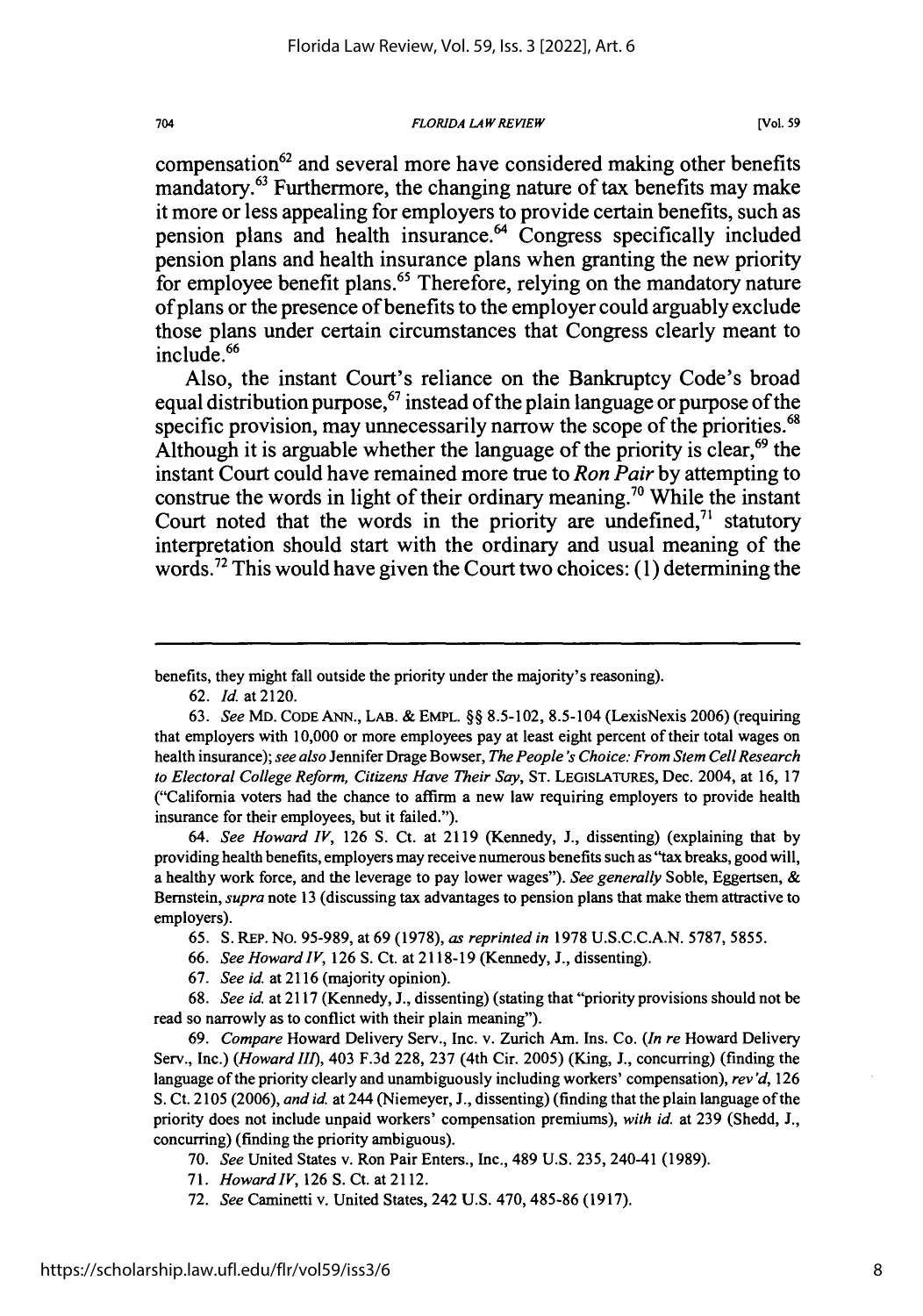compensation[62] and several more have considered making other benefits mandatory.[63] Furthermore, the changing nature of tax benefits may make it more or less appealing for employers to provide certain benefits, such as pension plans and health insurance.[64] Congress specifically included pension plans and health insurance plans when granting the new priority for employee benefit plans.[65] Therefore, relying on the mandatory nature of plans or the presence of benefits to the employer could arguably exclude those plans under certain circumstances that Congress clearly meant to include.[66]

Also, the instant Court's reliance on the Bankruptcy Code's broad equal distribution purpose,[67] instead of the plain language or purpose of the specific provision, may unnecessarily narrow the scope of the priorities.[68] Although it is arguable whether the language of the priority is clear,[69] the instant Court could have remained more true to *Ron Pair* by attempting to construe the words in light of their ordinary meaning.[70] While the instant Court noted that the words in the priority are undefined,[71] statutory interpretation should start with the ordinary and usual meaning of the words.[72] This would have given the Court two choices: (1) determining the

---

benefits, they might fall outside the priority under the majority's reasoning).

62. *Id.* at 2120.

63. *See* MD. CODE ANN., LAB. & EMPL. §§ 8.5-102, 8.5-104 (LexisNexis 2006) (requiring that employers with 10,000 or more employees pay at least eight percent of their total wages on health insurance); *see also* Jennifer Drage Bowser, *The People's Choice: From Stem Cell Research to Electoral College Reform, Citizens Have Their Say*, ST. LEGISLATURES, Dec. 2004, at 16, 17 ("California voters had the chance to affirm a new law requiring employers to provide health insurance for their employees, but it failed.").

64. *See Howard IV*, 126 S. Ct. at 2119 (Kennedy, J., dissenting) (explaining that by providing health benefits, employers may receive numerous benefits such as "tax breaks, good will, a healthy work force, and the leverage to pay lower wages"). *See generally* Soble, Eggertsen, & Bernstein, *supra* note 13 (discussing tax advantages to pension plans that make them attractive to employers).

65. S. REP. NO. 95-989, at 69 (1978), *as reprinted in* 1978 U.S.C.C.A.N. 5787, 5855.

66. *See Howard IV*, 126 S. Ct. at 2118-19 (Kennedy, J., dissenting).

67. *See id.* at 2116 (majority opinion).

68. *See id.* at 2117 (Kennedy, J., dissenting) (stating that "priority provisions should not be read so narrowly as to conflict with their plain meaning").

69. *Compare* Howard Delivery Serv., Inc. v. Zurich Am. Ins. Co. (*In re* Howard Delivery Serv., Inc.) (*Howard III*), 403 F.3d 228, 237 (4th Cir. 2005) (King, J., concurring) (finding the language of the priority clearly and unambiguously including workers' compensation), *rev'd*, 126 S. Ct. 2105 (2006), *and id.* at 244 (Niemeyer, J., dissenting) (finding that the plain language of the priority does not include unpaid workers' compensation premiums), *with id.* at 239 (Shedd, J., concurring) (finding the priority ambiguous).

70. *See* United States v. Ron Pair Enters., Inc., 489 U.S. 235, 240-41 (1989).

71. *Howard IV*, 126 S. Ct. at 2112.

72. *See* Caminetti v. United States, 242 U.S. 470, 485-86 (1917).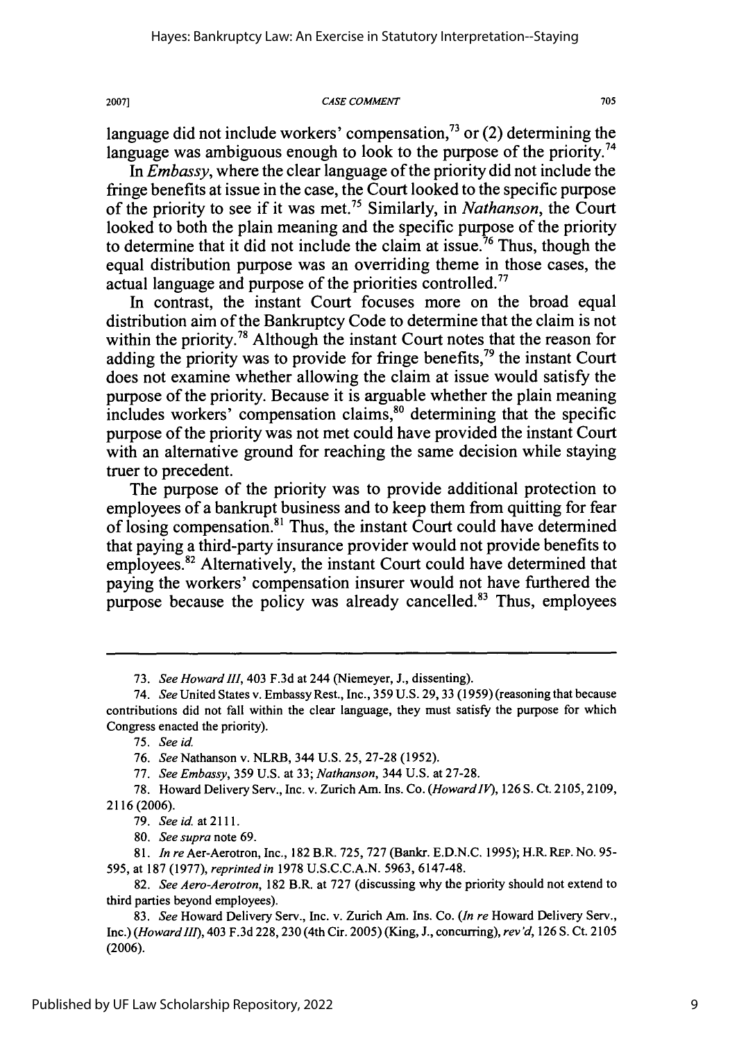language did not include workers' compensation,[73] or (2) determining the language was ambiguous enough to look to the purpose of the priority.[74]

In *Embassy*, where the clear language of the priority did not include the fringe benefits at issue in the case, the Court looked to the specific purpose of the priority to see if it was met.[75] Similarly, in *Nathanson*, the Court looked to both the plain meaning and the specific purpose of the priority to determine that it did not include the claim at issue.[76] Thus, though the equal distribution purpose was an overriding theme in those cases, the actual language and purpose of the priorities controlled.[77]

In contrast, the instant Court focuses more on the broad equal distribution aim of the Bankruptcy Code to determine that the claim is not within the priority.[78] Although the instant Court notes that the reason for adding the priority was to provide for fringe benefits,[79] the instant Court does not examine whether allowing the claim at issue would satisfy the purpose of the priority. Because it is arguable whether the plain meaning includes workers' compensation claims,[80] determining that the specific purpose of the priority was not met could have provided the instant Court with an alternative ground for reaching the same decision while staying truer to precedent.

The purpose of the priority was to provide additional protection to employees of a bankrupt business and to keep them from quitting for fear of losing compensation.[81] Thus, the instant Court could have determined that paying a third-party insurance provider would not provide benefits to employees.[82] Alternatively, the instant Court could have determined that paying the workers' compensation insurer would not have furthered the purpose because the policy was already cancelled.[83] Thus, employees

---

73. *See Howard III*, 403 F.3d at 244 (Niemeyer, J., dissenting).

74. *See* United States v. Embassy Rest., Inc., 359 U.S. 29, 33 (1959) (reasoning that because contributions did not fall within the clear language, they must satisfy the purpose for which Congress enacted the priority).

75. *See id.*

76. *See* Nathanson v. NLRB, 344 U.S. 25, 27-28 (1952).

77. *See Embassy*, 359 U.S. at 33; *Nathanson*, 344 U.S. at 27-28.

78. Howard Delivery Serv., Inc. v. Zurich Am. Ins. Co. (*Howard IV*), 126 S. Ct. 2105, 2109, 2116 (2006).

79. *See id.* at 2111.

80. *See supra* note 69.

81. *In re* Aer-Aerotron, Inc., 182 B.R. 725, 727 (Bankr. E.D.N.C. 1995); H.R. REP. NO. 95-595, at 187 (1977), *reprinted in* 1978 U.S.C.C.A.N. 5963, 6147-48.

82. *See Aero-Aerotron*, 182 B.R. at 727 (discussing why the priority should not extend to third parties beyond employees).

83. *See* Howard Delivery Serv., Inc. v. Zurich Am. Ins. Co. (*In re* Howard Delivery Serv., Inc.) (*Howard III*), 403 F.3d 228, 230 (4th Cir. 2005) (King, J., concurring), *rev'd*, 126 S. Ct. 2105 (2006).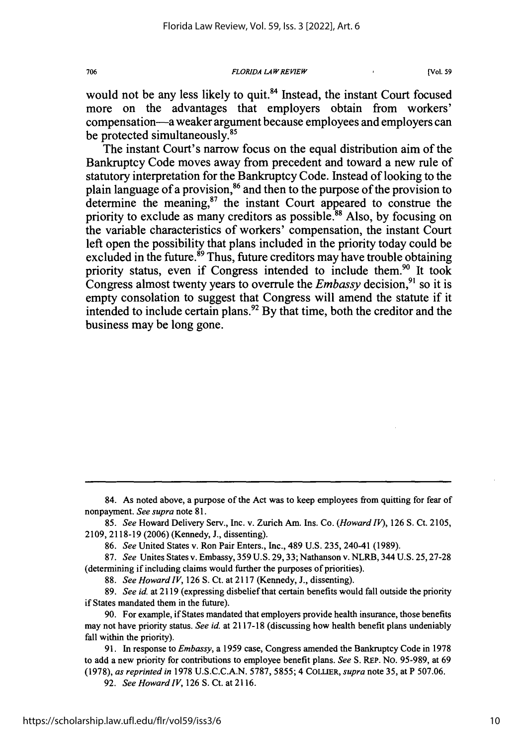would not be any less likely to quit.[84] Instead, the instant Court focused more on the advantages that employers obtain from workers' compensation—a weaker argument because employees and employers can be protected simultaneously.[85]

The instant Court's narrow focus on the equal distribution aim of the Bankruptcy Code moves away from precedent and toward a new rule of statutory interpretation for the Bankruptcy Code. Instead of looking to the plain language of a provision,[86] and then to the purpose of the provision to determine the meaning,[87] the instant Court appeared to construe the priority to exclude as many creditors as possible.[88] Also, by focusing on the variable characteristics of workers' compensation, the instant Court left open the possibility that plans included in the priority today could be excluded in the future.[89] Thus, future creditors may have trouble obtaining priority status, even if Congress intended to include them.[90] It took Congress almost twenty years to overrule the *Embassy* decision,[91] so it is empty consolation to suggest that Congress will amend the statute if it intended to include certain plans.[92] By that time, both the creditor and the business may be long gone.

---

84. As noted above, a purpose of the Act was to keep employees from quitting for fear of nonpayment. *See supra* note 81.

85. *See* Howard Delivery Serv., Inc. v. Zurich Am. Ins. Co. (*Howard IV*), 126 S. Ct. 2105, 2109, 2118-19 (2006) (Kennedy, J., dissenting).

86. *See* United States v. Ron Pair Enters., Inc., 489 U.S. 235, 240-41 (1989).

87. *See* Unites States v. Embassy, 359 U.S. 29, 33; Nathanson v. NLRB, 344 U.S. 25, 27-28 (determining if including claims would further the purposes of priorities).

88. *See Howard IV*, 126 S. Ct. at 2117 (Kennedy, J., dissenting).

89. *See id.* at 2119 (expressing disbelief that certain benefits would fall outside the priority if States mandated them in the future).

90. For example, if States mandated that employers provide health insurance, those benefits may not have priority status. *See id.* at 2117-18 (discussing how health benefit plans undeniably fall within the priority).

91. In response to *Embassy*, a 1959 case, Congress amended the Bankruptcy Code in 1978 to add a new priority for contributions to employee benefit plans. *See* S. REP. NO. 95-989, at 69 (1978), *as reprinted in* 1978 U.S.C.C.A.N. 5787, 5855; 4 COLLIER, *supra* note 35, at P 507.06.

92. *See Howard IV*, 126 S. Ct. at 2116.